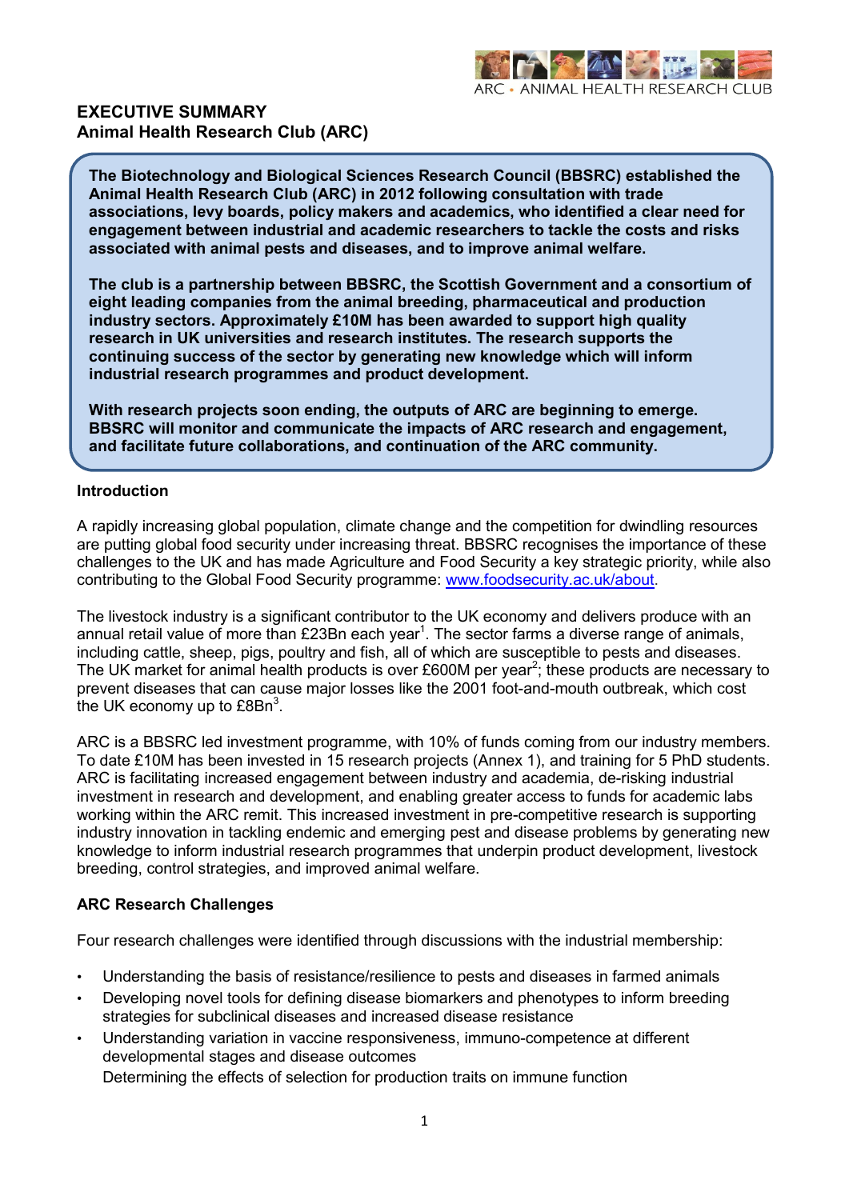# EXECUTIVE SUMMARY
## Animal Health Research Club (ARC)

**The Biotechnology and Biological Sciences Research Council (BBSRC) established the Animal Health Research Club (ARC) in 2012 following consultation with trade associations, levy boards, policy makers and academics, who identified a clear need for engagement between industrial and academic researchers to tackle the costs and risks associated with animal pests and diseases, and to improve animal welfare.**

**The club is a partnership between BBSRC, the Scottish Government and a consortium of eight leading companies from the animal breeding, pharmaceutical and production industry sectors. Approximately £10M has been awarded to support high quality research in UK universities and research institutes. The research supports the continuing success of the sector by generating new knowledge which will inform industrial research programmes and product development.**

**With research projects soon ending, the outputs of ARC are beginning to emerge. BBSRC will monitor and communicate the impacts of ARC research and engagement, and facilitate future collaborations, and continuation of the ARC community.**

### Introduction

A rapidly increasing global population, climate change and the competition for dwindling resources are putting global food security under increasing threat. BBSRC recognises the importance of these challenges to the UK and has made Agriculture and Food Security a key strategic priority, while also contributing to the Global Food Security programme: [www.foodsecurity.ac.uk/about](www.foodsecurity.ac.uk/about).

The livestock industry is a significant contributor to the UK economy and delivers produce with an annual retail value of more than £23Bn each year[1]. The sector farms a diverse range of animals, including cattle, sheep, pigs, poultry and fish, all of which are susceptible to pests and diseases. The UK market for animal health products is over £600M per year[2]; these products are necessary to prevent diseases that can cause major losses like the 2001 foot-and-mouth outbreak, which cost the UK economy up to £8Bn[3].

ARC is a BBSRC led investment programme, with 10% of funds coming from our industry members. To date £10M has been invested in 15 research projects (Annex 1), and training for 5 PhD students. ARC is facilitating increased engagement between industry and academia, de-risking industrial investment in research and development, and enabling greater access to funds for academic labs working within the ARC remit. This increased investment in pre-competitive research is supporting industry innovation in tackling endemic and emerging pest and disease problems by generating new knowledge to inform industrial research programmes that underpin product development, livestock breeding, control strategies, and improved animal welfare.

### ARC Research Challenges

Four research challenges were identified through discussions with the industrial membership:

- Understanding the basis of resistance/resilience to pests and diseases in farmed animals
- Developing novel tools for defining disease biomarkers and phenotypes to inform breeding strategies for subclinical diseases and increased disease resistance
- Understanding variation in vaccine responsiveness, immuno-competence at different developmental stages and disease outcomes
  Determining the effects of selection for production traits on immune function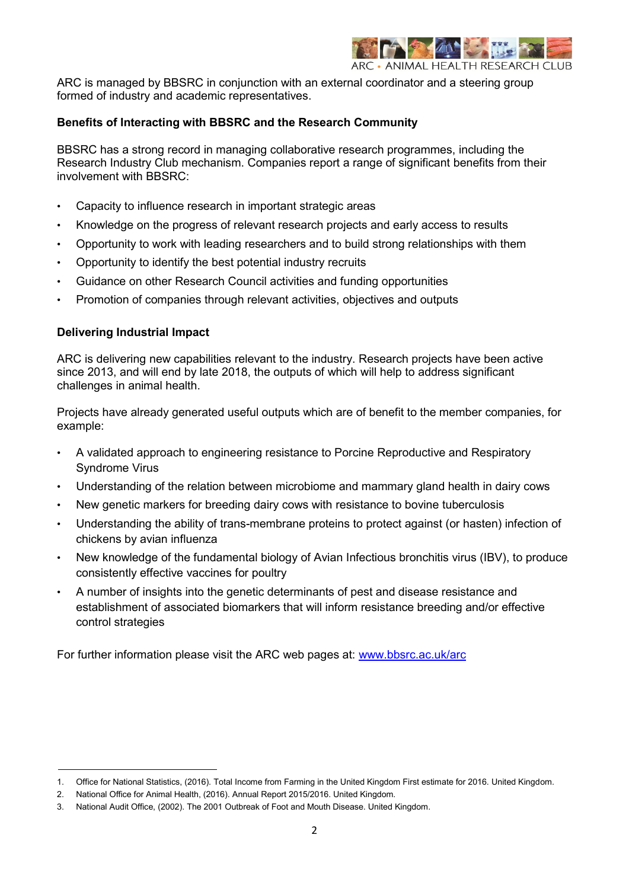ARC is managed by BBSRC in conjunction with an external coordinator and a steering group formed of industry and academic representatives.

**Benefits of Interacting with BBSRC and the Research Community**

BBSRC has a strong record in managing collaborative research programmes, including the Research Industry Club mechanism. Companies report a range of significant benefits from their involvement with BBSRC:

- Capacity to influence research in important strategic areas
- Knowledge on the progress of relevant research projects and early access to results
- Opportunity to work with leading researchers and to build strong relationships with them
- Opportunity to identify the best potential industry recruits
- Guidance on other Research Council activities and funding opportunities
- Promotion of companies through relevant activities, objectives and outputs

**Delivering Industrial Impact**

ARC is delivering new capabilities relevant to the industry. Research projects have been active since 2013, and will end by late 2018, the outputs of which will help to address significant challenges in animal health.

Projects have already generated useful outputs which are of benefit to the member companies, for example:

- A validated approach to engineering resistance to Porcine Reproductive and Respiratory Syndrome Virus
- Understanding of the relation between microbiome and mammary gland health in dairy cows
- New genetic markers for breeding dairy cows with resistance to bovine tuberculosis
- Understanding the ability of trans-membrane proteins to protect against (or hasten) infection of chickens by avian influenza
- New knowledge of the fundamental biology of Avian Infectious bronchitis virus (IBV), to produce consistently effective vaccines for poultry
- A number of insights into the genetic determinants of pest and disease resistance and establishment of associated biomarkers that will inform resistance breeding and/or effective control strategies

For further information please visit the ARC web pages at: [www.bbsrc.ac.uk/arc](http://www.bbsrc.ac.uk/arc)

---

1. Office for National Statistics, (2016). Total Income from Farming in the United Kingdom First estimate for 2016. United Kingdom.
2. National Office for Animal Health, (2016). Annual Report 2015/2016. United Kingdom.
3. National Audit Office, (2002). The 2001 Outbreak of Foot and Mouth Disease. United Kingdom.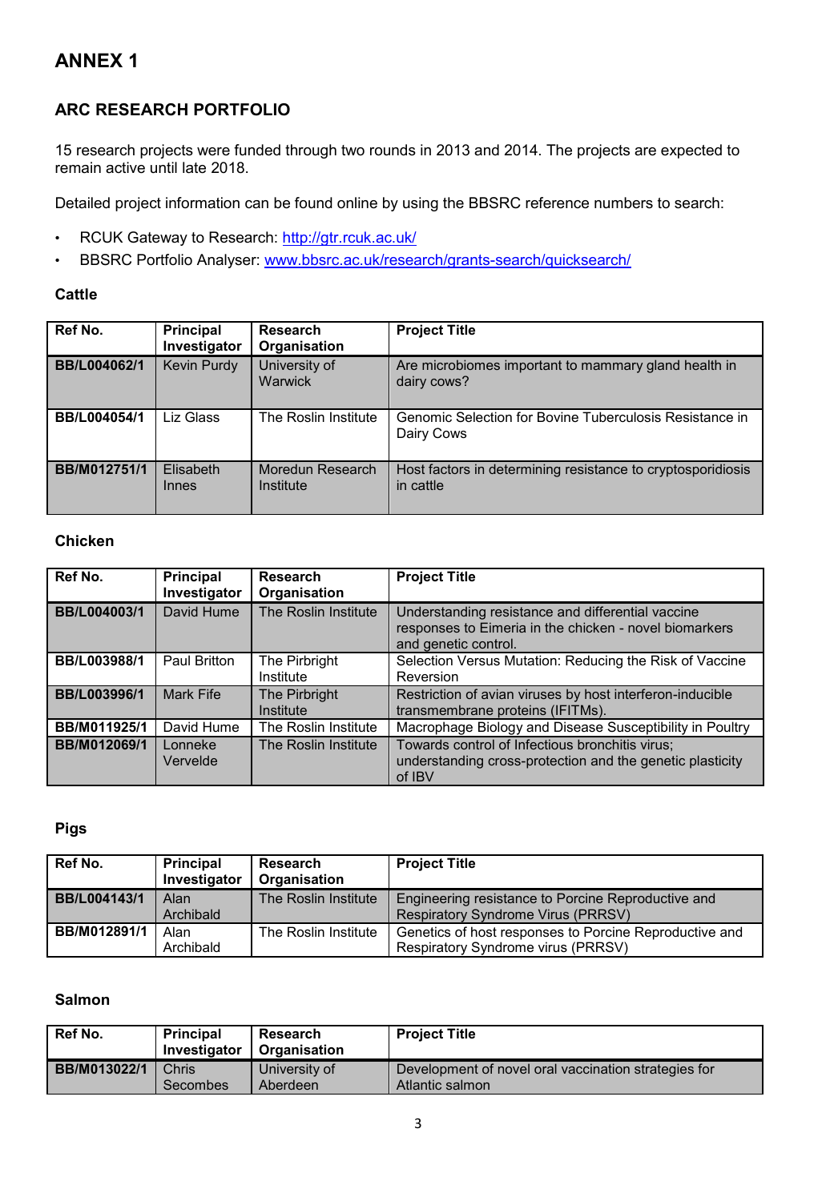# ANNEX 1

## ARC RESEARCH PORTFOLIO

15 research projects were funded through two rounds in 2013 and 2014. The projects are expected to remain active until late 2018.

Detailed project information can be found online by using the BBSRC reference numbers to search:

- RCUK Gateway to Research: http://gtr.rcuk.ac.uk/
- BBSRC Portfolio Analyser: www.bbsrc.ac.uk/research/grants-search/quicksearch/

### Cattle

| Ref No. | Principal Investigator | Research Organisation | Project Title |
|---|---|---|---|
| **BB/L004062/1** | Kevin Purdy | University of Warwick | Are microbiomes important to mammary gland health in dairy cows? |
| **BB/L004054/1** | Liz Glass | The Roslin Institute | Genomic Selection for Bovine Tuberculosis Resistance in Dairy Cows |
| **BB/M012751/1** | Elisabeth Innes | Moredun Research Institute | Host factors in determining resistance to cryptosporidiosis in cattle |

### Chicken

| Ref No. | Principal Investigator | Research Organisation | Project Title |
|---|---|---|---|
| **BB/L004003/1** | David Hume | The Roslin Institute | Understanding resistance and differential vaccine responses to Eimeria in the chicken - novel biomarkers and genetic control. |
| **BB/L003988/1** | Paul Britton | The Pirbright Institute | Selection Versus Mutation: Reducing the Risk of Vaccine Reversion |
| **BB/L003996/1** | Mark Fife | The Pirbright Institute | Restriction of avian viruses by host interferon-inducible transmembrane proteins (IFITMs). |
| **BB/M011925/1** | David Hume | The Roslin Institute | Macrophage Biology and Disease Susceptibility in Poultry |
| **BB/M012069/1** | Lonneke Vervelde | The Roslin Institute | Towards control of Infectious bronchitis virus; understanding cross-protection and the genetic plasticity of IBV |

### Pigs

| Ref No. | Principal Investigator | Research Organisation | Project Title |
|---|---|---|---|
| **BB/L004143/1** | Alan Archibald | The Roslin Institute | Engineering resistance to Porcine Reproductive and Respiratory Syndrome Virus (PRRSV) |
| **BB/M012891/1** | Alan Archibald | The Roslin Institute | Genetics of host responses to Porcine Reproductive and Respiratory Syndrome virus (PRRSV) |

### Salmon

| Ref No. | Principal Investigator | Research Organisation | Project Title |
|---|---|---|---|
| **BB/M013022/1** | Chris Secombes | University of Aberdeen | Development of novel oral vaccination strategies for Atlantic salmon |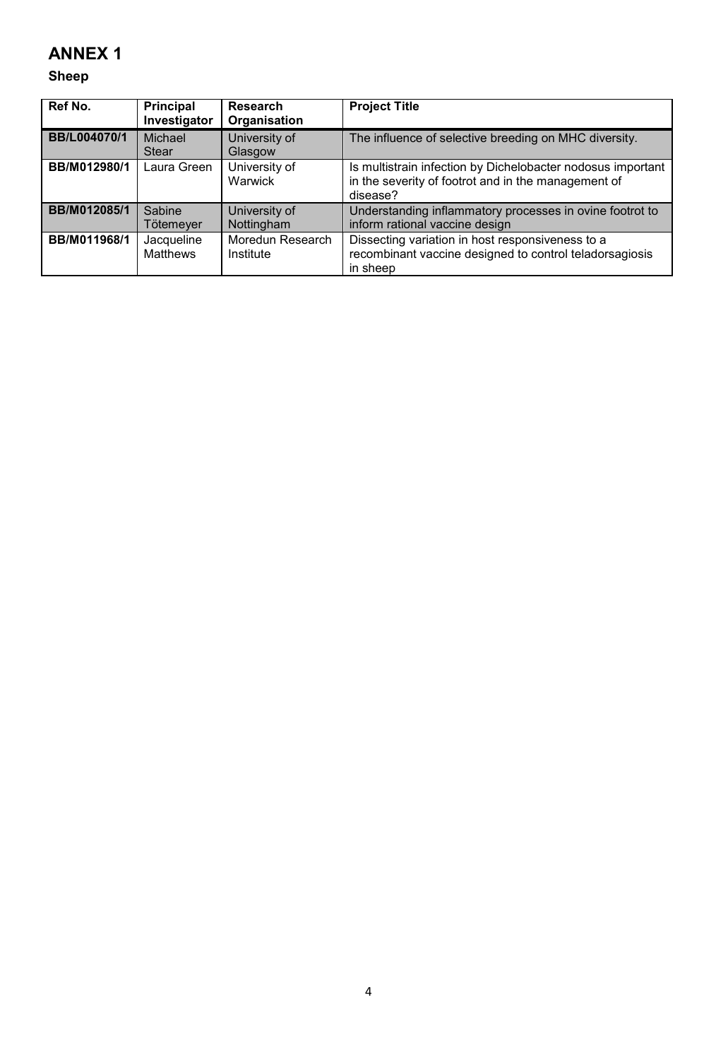# ANNEX 1

**Sheep**

| Ref No. | Principal Investigator | Research Organisation | Project Title |
|---|---|---|---|
| **BB/L004070/1** | Michael Stear | University of Glasgow | The influence of selective breeding on MHC diversity. |
| **BB/M012980/1** | Laura Green | University of Warwick | Is multistrain infection by Dichelobacter nodosus important in the severity of footrot and in the management of disease? |
| **BB/M012085/1** | Sabine Tötemeyer | University of Nottingham | Understanding inflammatory processes in ovine footrot to inform rational vaccine design |
| **BB/M011968/1** | Jacqueline Matthews | Moredun Research Institute | Dissecting variation in host responsiveness to a recombinant vaccine designed to control teladorsagiosis in sheep |